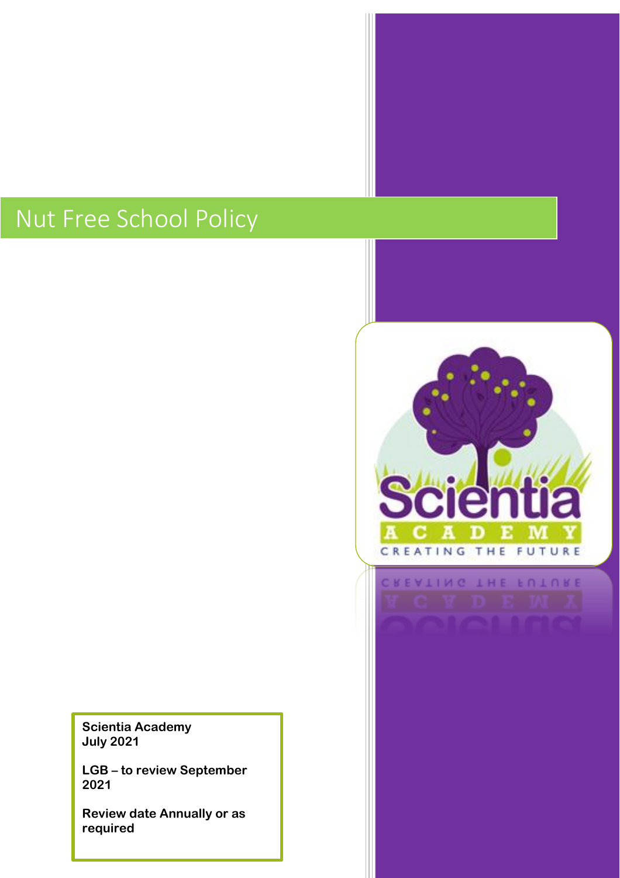# Nut Free School Policy

**Scientia Academy**
**July 2021**

**LGB – to review September 2021**

**Review date Annually or as required**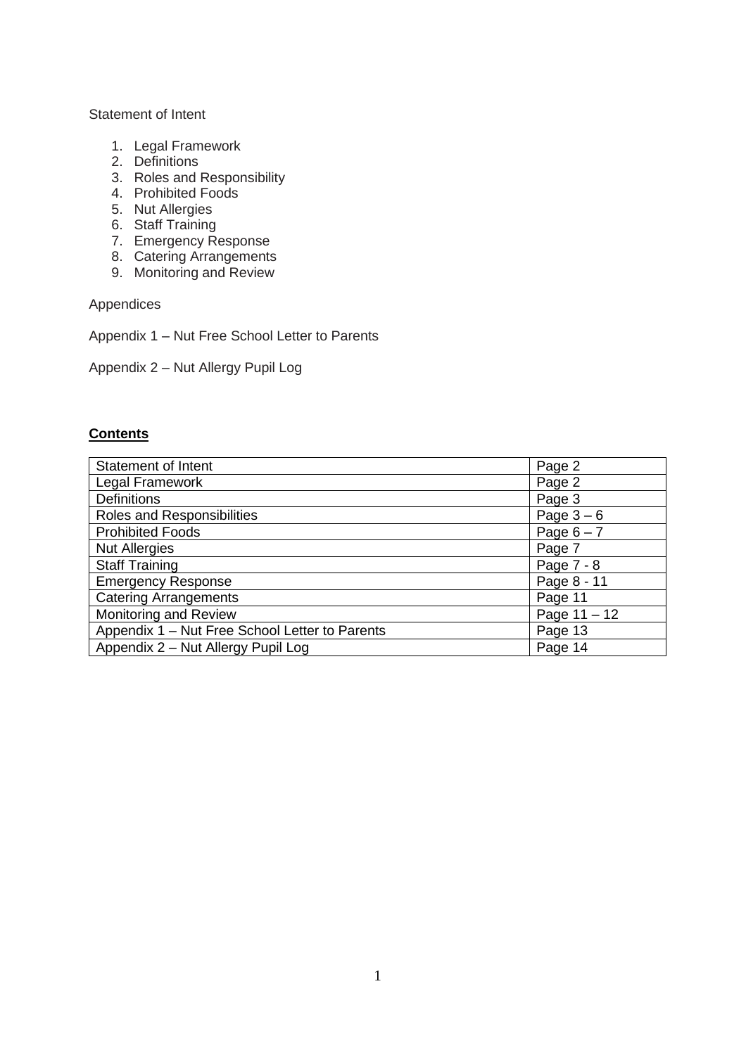Statement of Intent

1. Legal Framework
2. Definitions
3. Roles and Responsibility
4. Prohibited Foods
5. Nut Allergies
6. Staff Training
7. Emergency Response
8. Catering Arrangements
9. Monitoring and Review

Appendices

Appendix 1 – Nut Free School Letter to Parents

Appendix 2 – Nut Allergy Pupil Log

**Contents**

| | |
|---|---|
| Statement of Intent | Page 2 |
| Legal Framework | Page 2 |
| Definitions | Page 3 |
| Roles and Responsibilities | Page 3 – 6 |
| Prohibited Foods | Page 6 – 7 |
| Nut Allergies | Page 7 |
| Staff Training | Page 7 - 8 |
| Emergency Response | Page 8 - 11 |
| Catering Arrangements | Page 11 |
| Monitoring and Review | Page 11 – 12 |
| Appendix 1 – Nut Free School Letter to Parents | Page 13 |
| Appendix 2 – Nut Allergy Pupil Log | Page 14 |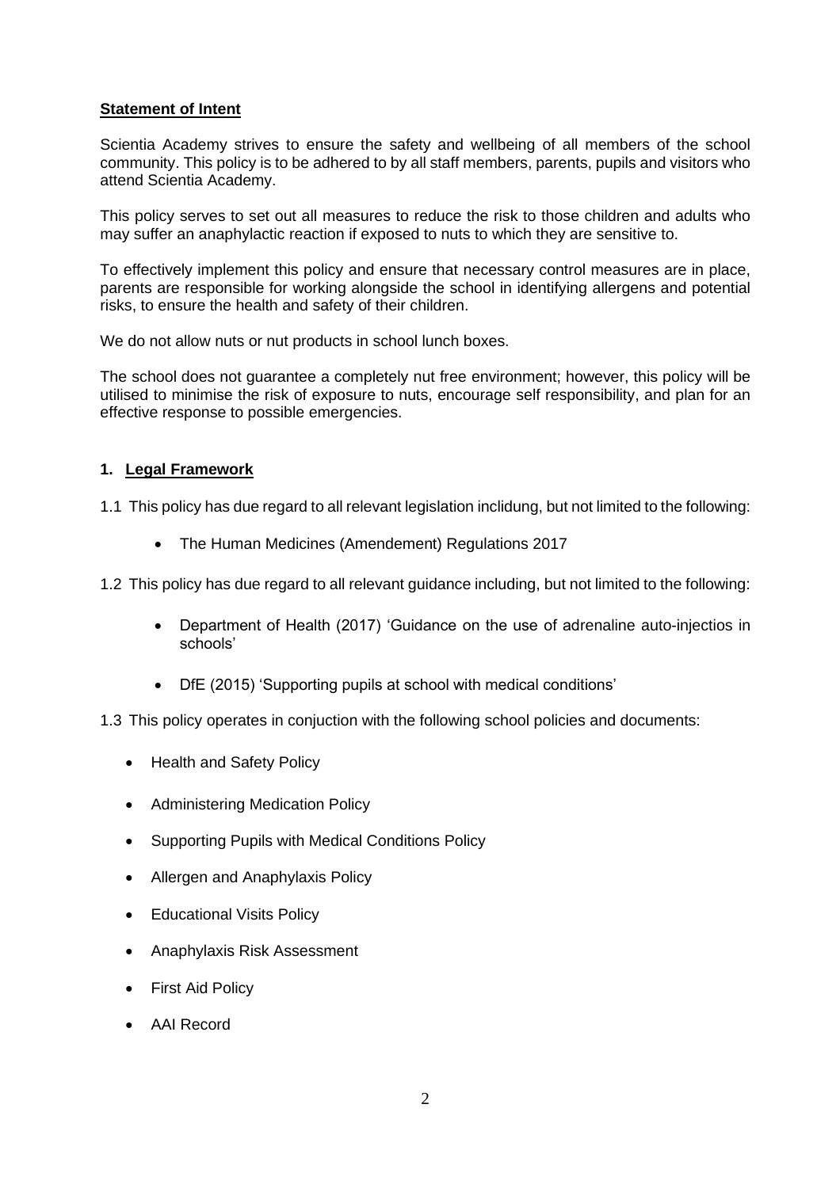**Statement of Intent**

Scientia Academy strives to ensure the safety and wellbeing of all members of the school community. This policy is to be adhered to by all staff members, parents, pupils and visitors who attend Scientia Academy.

This policy serves to set out all measures to reduce the risk to those children and adults who may suffer an anaphylactic reaction if exposed to nuts to which they are sensitive to.

To effectively implement this policy and ensure that necessary control measures are in place, parents are responsible for working alongside the school in identifying allergens and potential risks, to ensure the health and safety of their children.

We do not allow nuts or nut products in school lunch boxes.

The school does not guarantee a completely nut free environment; however, this policy will be utilised to minimise the risk of exposure to nuts, encourage self responsibility, and plan for an effective response to possible emergencies.

## 1. Legal Framework

1.1 This policy has due regard to all relevant legislation inclidung, but not limited to the following:

- The Human Medicines (Amendement) Regulations 2017

1.2 This policy has due regard to all relevant guidance including, but not limited to the following:

- Department of Health (2017) 'Guidance on the use of adrenaline auto-injectios in schools'
- DfE (2015) 'Supporting pupils at school with medical conditions'

1.3 This policy operates in conjuction with the following school policies and documents:

- Health and Safety Policy
- Administering Medication Policy
- Supporting Pupils with Medical Conditions Policy
- Allergen and Anaphylaxis Policy
- Educational Visits Policy
- Anaphylaxis Risk Assessment
- First Aid Policy
- AAI Record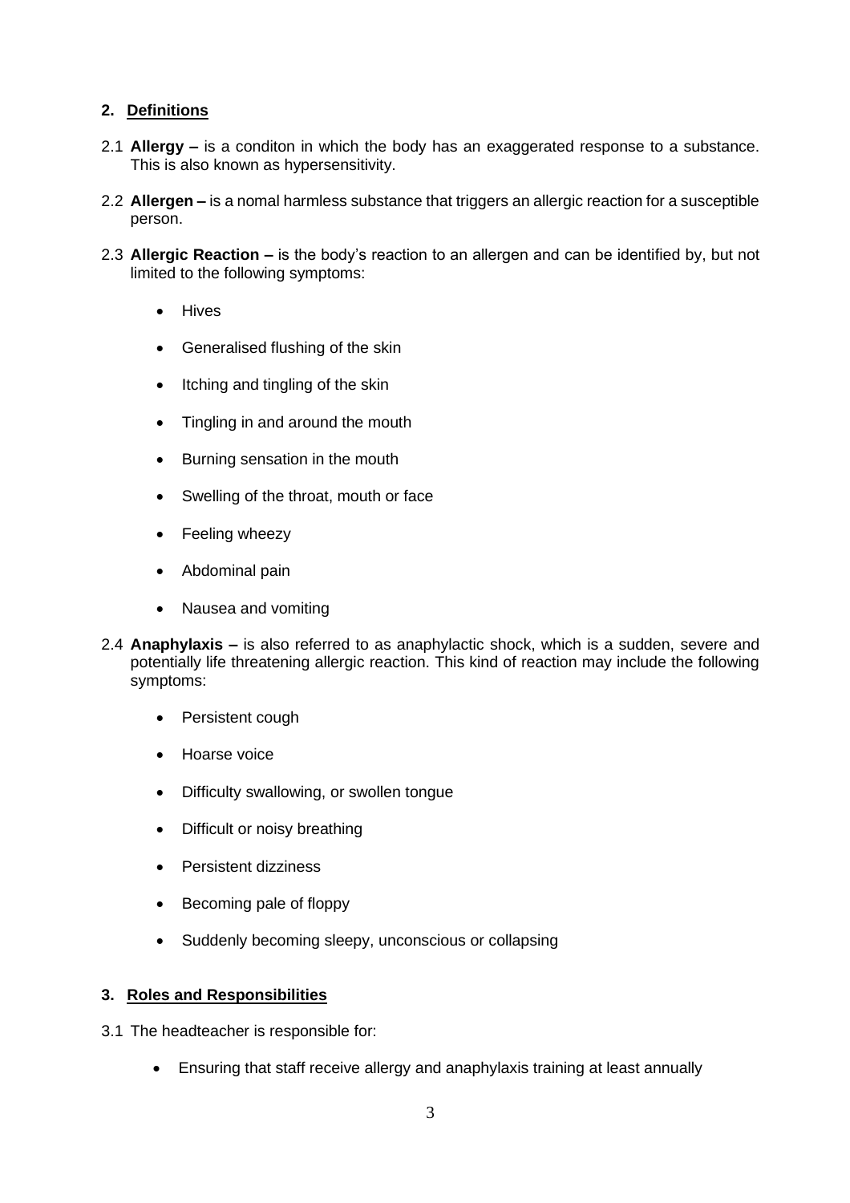## 2. Definitions

2.1 **Allergy –** is a conditon in which the body has an exaggerated response to a substance. This is also known as hypersensitivity.

2.2 **Allergen –** is a nomal harmless substance that triggers an allergic reaction for a susceptible person.

2.3 **Allergic Reaction –** is the body's reaction to an allergen and can be identified by, but not limited to the following symptoms:

- Hives
- Generalised flushing of the skin
- Itching and tingling of the skin
- Tingling in and around the mouth
- Burning sensation in the mouth
- Swelling of the throat, mouth or face
- Feeling wheezy
- Abdominal pain
- Nausea and vomiting

2.4 **Anaphylaxis –** is also referred to as anaphylactic shock, which is a sudden, severe and potentially life threatening allergic reaction. This kind of reaction may include the following symptoms:

- Persistent cough
- Hoarse voice
- Difficulty swallowing, or swollen tongue
- Difficult or noisy breathing
- Persistent dizziness
- Becoming pale of floppy
- Suddenly becoming sleepy, unconscious or collapsing

## 3. Roles and Responsibilities

3.1 The headteacher is responsible for:

- Ensuring that staff receive allergy and anaphylaxis training at least annually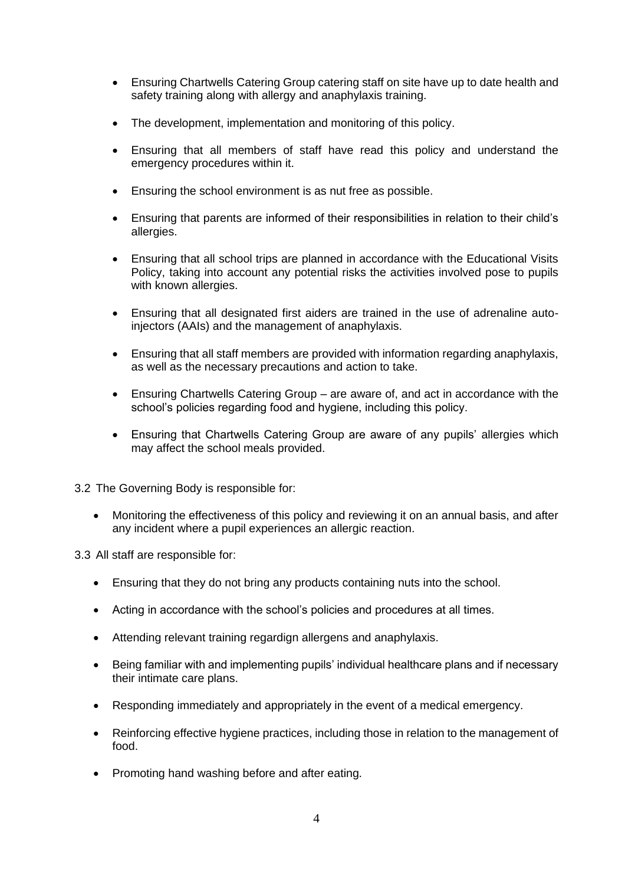- Ensuring Chartwells Catering Group catering staff on site have up to date health and safety training along with allergy and anaphylaxis training.

- The development, implementation and monitoring of this policy.

- Ensuring that all members of staff have read this policy and understand the emergency procedures within it.

- Ensuring the school environment is as nut free as possible.

- Ensuring that parents are informed of their responsibilities in relation to their child's allergies.

- Ensuring that all school trips are planned in accordance with the Educational Visits Policy, taking into account any potential risks the activities involved pose to pupils with known allergies.

- Ensuring that all designated first aiders are trained in the use of adrenaline auto-injectors (AAIs) and the management of anaphylaxis.

- Ensuring that all staff members are provided with information regarding anaphylaxis, as well as the necessary precautions and action to take.

- Ensuring Chartwells Catering Group – are aware of, and act in accordance with the school's policies regarding food and hygiene, including this policy.

- Ensuring that Chartwells Catering Group are aware of any pupils' allergies which may affect the school meals provided.

3.2 The Governing Body is responsible for:

- Monitoring the effectiveness of this policy and reviewing it on an annual basis, and after any incident where a pupil experiences an allergic reaction.

3.3 All staff are responsible for:

- Ensuring that they do not bring any products containing nuts into the school.

- Acting in accordance with the school's policies and procedures at all times.

- Attending relevant training regardign allergens and anaphylaxis.

- Being familiar with and implementing pupils' individual healthcare plans and if necessary their intimate care plans.

- Responding immediately and appropriately in the event of a medical emergency.

- Reinforcing effective hygiene practices, including those in relation to the management of food.

- Promoting hand washing before and after eating.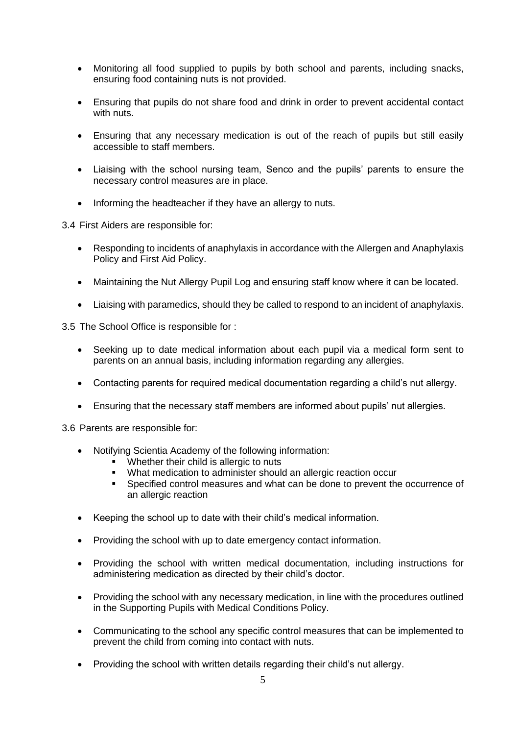- Monitoring all food supplied to pupils by both school and parents, including snacks, ensuring food containing nuts is not provided.

- Ensuring that pupils do not share food and drink in order to prevent accidental contact with nuts.

- Ensuring that any necessary medication is out of the reach of pupils but still easily accessible to staff members.

- Liaising with the school nursing team, Senco and the pupils' parents to ensure the necessary control measures are in place.

- Informing the headteacher if they have an allergy to nuts.

3.4 First Aiders are responsible for:

- Responding to incidents of anaphylaxis in accordance with the Allergen and Anaphylaxis Policy and First Aid Policy.

- Maintaining the Nut Allergy Pupil Log and ensuring staff know where it can be located.

- Liaising with paramedics, should they be called to respond to an incident of anaphylaxis.

3.5 The School Office is responsible for :

- Seeking up to date medical information about each pupil via a medical form sent to parents on an annual basis, including information regarding any allergies.

- Contacting parents for required medical documentation regarding a child's nut allergy.

- Ensuring that the necessary staff members are informed about pupils' nut allergies.

3.6 Parents are responsible for:

- Notifying Scientia Academy of the following information:
  - Whether their child is allergic to nuts
  - What medication to administer should an allergic reaction occur
  - Specified control measures and what can be done to prevent the occurrence of an allergic reaction

- Keeping the school up to date with their child's medical information.

- Providing the school with up to date emergency contact information.

- Providing the school with written medical documentation, including instructions for administering medication as directed by their child's doctor.

- Providing the school with any necessary medication, in line with the procedures outlined in the Supporting Pupils with Medical Conditions Policy.

- Communicating to the school any specific control measures that can be implemented to prevent the child from coming into contact with nuts.

- Providing the school with written details regarding their child's nut allergy.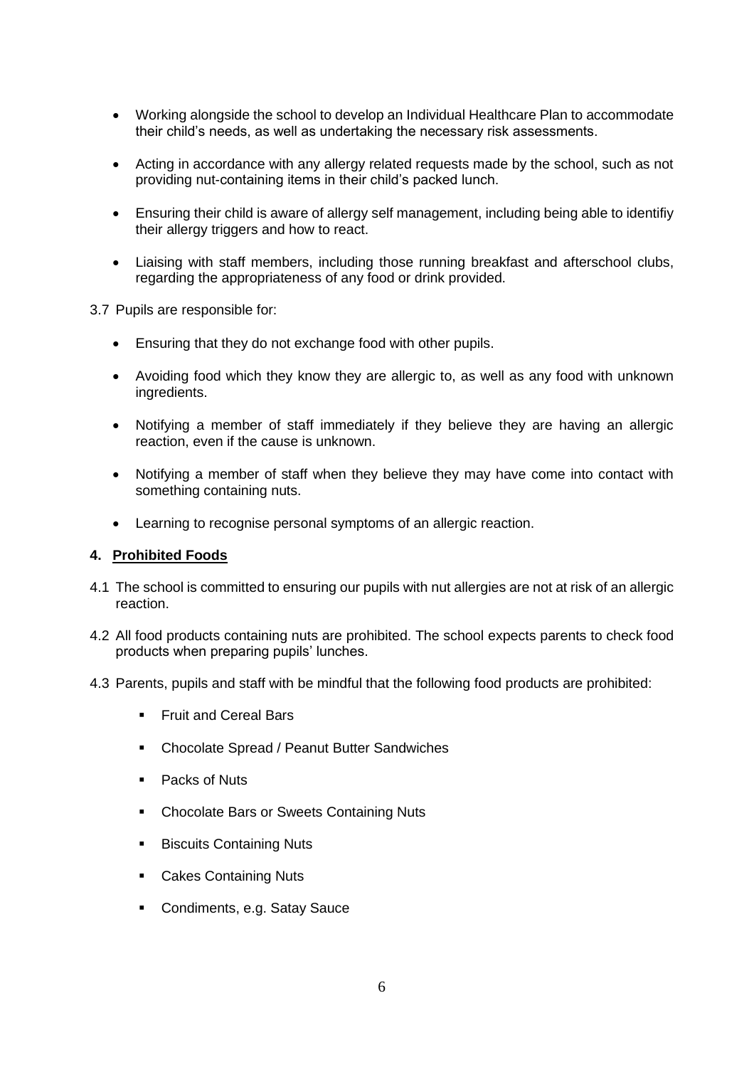- Working alongside the school to develop an Individual Healthcare Plan to accommodate their child's needs, as well as undertaking the necessary risk assessments.

- Acting in accordance with any allergy related requests made by the school, such as not providing nut-containing items in their child's packed lunch.

- Ensuring their child is aware of allergy self management, including being able to identifiy their allergy triggers and how to react.

- Liaising with staff members, including those running breakfast and afterschool clubs, regarding the appropriateness of any food or drink provided.

3.7 Pupils are responsible for:

- Ensuring that they do not exchange food with other pupils.

- Avoiding food which they know they are allergic to, as well as any food with unknown ingredients.

- Notifying a member of staff immediately if they believe they are having an allergic reaction, even if the cause is unknown.

- Notifying a member of staff when they believe they may have come into contact with something containing nuts.

- Learning to recognise personal symptoms of an allergic reaction.

## 4. Prohibited Foods

4.1 The school is committed to ensuring our pupils with nut allergies are not at risk of an allergic reaction.

4.2 All food products containing nuts are prohibited. The school expects parents to check food products when preparing pupils' lunches.

4.3 Parents, pupils and staff with be mindful that the following food products are prohibited:

- Fruit and Cereal Bars
- Chocolate Spread / Peanut Butter Sandwiches
- Packs of Nuts
- Chocolate Bars or Sweets Containing Nuts
- Biscuits Containing Nuts
- Cakes Containing Nuts
- Condiments, e.g. Satay Sauce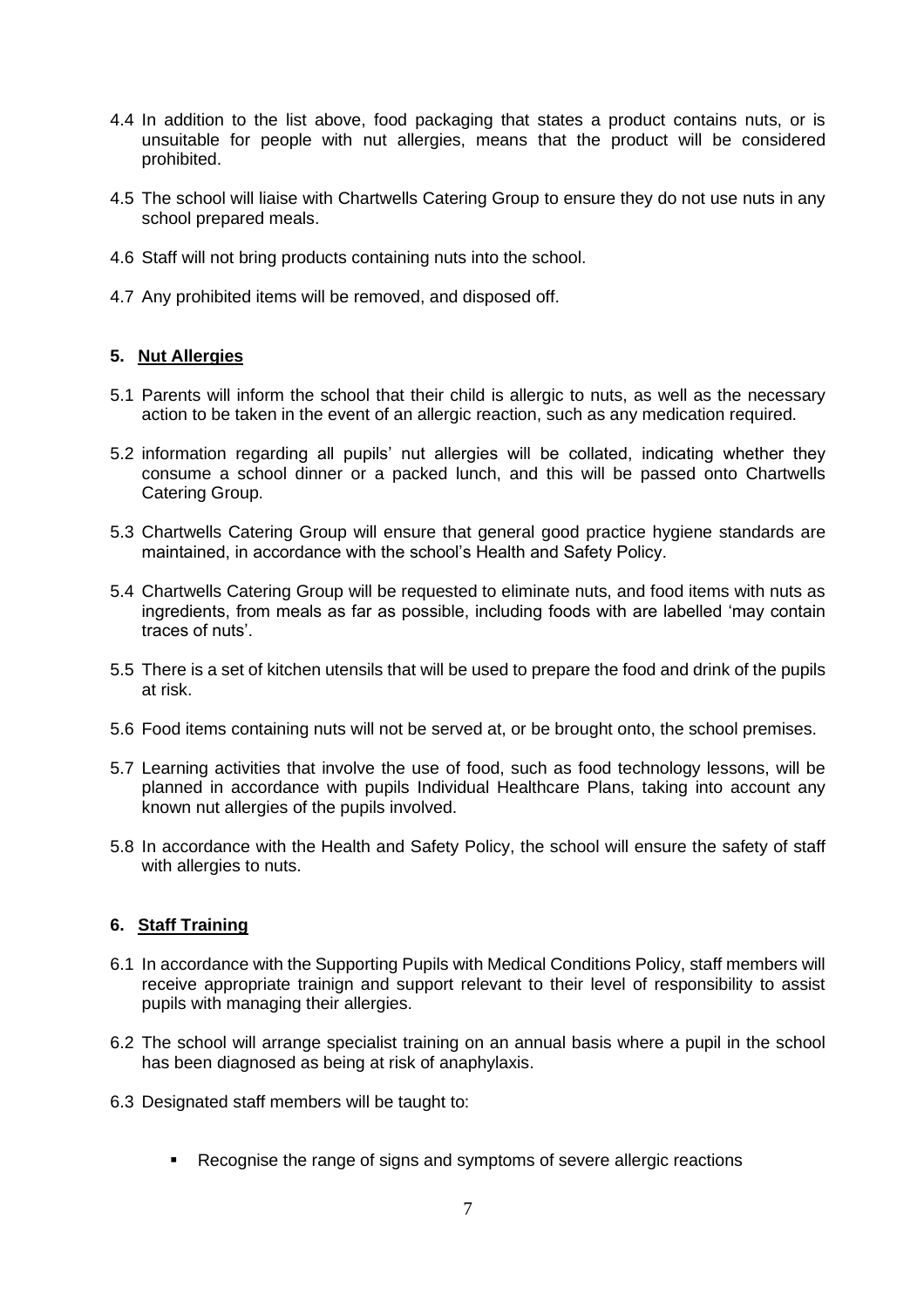4.4 In addition to the list above, food packaging that states a product contains nuts, or is unsuitable for people with nut allergies, means that the product will be considered prohibited.

4.5 The school will liaise with Chartwells Catering Group to ensure they do not use nuts in any school prepared meals.

4.6 Staff will not bring products containing nuts into the school.

4.7 Any prohibited items will be removed, and disposed off.

## 5. Nut Allergies

5.1 Parents will inform the school that their child is allergic to nuts, as well as the necessary action to be taken in the event of an allergic reaction, such as any medication required.

5.2 information regarding all pupils' nut allergies will be collated, indicating whether they consume a school dinner or a packed lunch, and this will be passed onto Chartwells Catering Group.

5.3 Chartwells Catering Group will ensure that general good practice hygiene standards are maintained, in accordance with the school's Health and Safety Policy.

5.4 Chartwells Catering Group will be requested to eliminate nuts, and food items with nuts as ingredients, from meals as far as possible, including foods with are labelled 'may contain traces of nuts'.

5.5 There is a set of kitchen utensils that will be used to prepare the food and drink of the pupils at risk.

5.6 Food items containing nuts will not be served at, or be brought onto, the school premises.

5.7 Learning activities that involve the use of food, such as food technology lessons, will be planned in accordance with pupils Individual Healthcare Plans, taking into account any known nut allergies of the pupils involved.

5.8 In accordance with the Health and Safety Policy, the school will ensure the safety of staff with allergies to nuts.

## 6. Staff Training

6.1 In accordance with the Supporting Pupils with Medical Conditions Policy, staff members will receive appropriate trainign and support relevant to their level of responsibility to assist pupils with managing their allergies.

6.2 The school will arrange specialist training on an annual basis where a pupil in the school has been diagnosed as being at risk of anaphylaxis.

6.3 Designated staff members will be taught to:

- Recognise the range of signs and symptoms of severe allergic reactions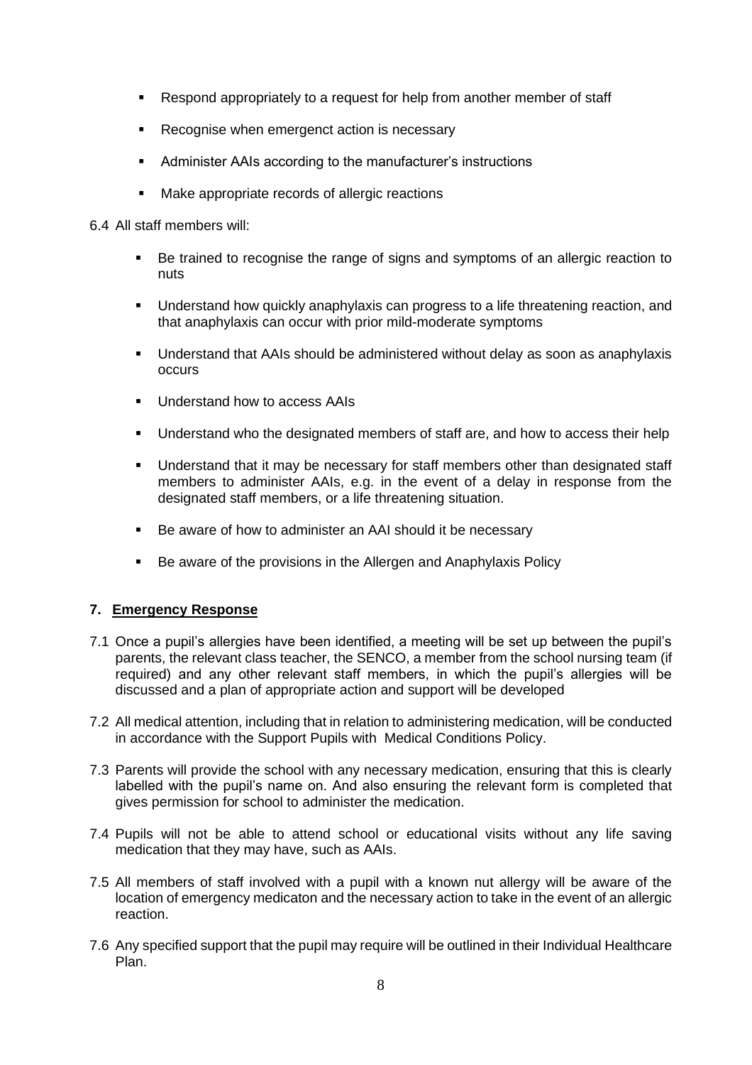- Respond appropriately to a request for help from another member of staff
- Recognise when emergenct action is necessary
- Administer AAIs according to the manufacturer's instructions
- Make appropriate records of allergic reactions

6.4 All staff members will:

- Be trained to recognise the range of signs and symptoms of an allergic reaction to nuts
- Understand how quickly anaphylaxis can progress to a life threatening reaction, and that anaphylaxis can occur with prior mild-moderate symptoms
- Understand that AAIs should be administered without delay as soon as anaphylaxis occurs
- Understand how to access AAIs
- Understand who the designated members of staff are, and how to access their help
- Understand that it may be necessary for staff members other than designated staff members to administer AAIs, e.g. in the event of a delay in response from the designated staff members, or a life threatening situation.
- Be aware of how to administer an AAI should it be necessary
- Be aware of the provisions in the Allergen and Anaphylaxis Policy

## 7. Emergency Response

7.1 Once a pupil's allergies have been identified, a meeting will be set up between the pupil's parents, the relevant class teacher, the SENCO, a member from the school nursing team (if required) and any other relevant staff members, in which the pupil's allergies will be discussed and a plan of appropriate action and support will be developed

7.2 All medical attention, including that in relation to administering medication, will be conducted in accordance with the Support Pupils with Medical Conditions Policy.

7.3 Parents will provide the school with any necessary medication, ensuring that this is clearly labelled with the pupil's name on. And also ensuring the relevant form is completed that gives permission for school to administer the medication.

7.4 Pupils will not be able to attend school or educational visits without any life saving medication that they may have, such as AAIs.

7.5 All members of staff involved with a pupil with a known nut allergy will be aware of the location of emergency medicaton and the necessary action to take in the event of an allergic reaction.

7.6 Any specified support that the pupil may require will be outlined in their Individual Healthcare Plan.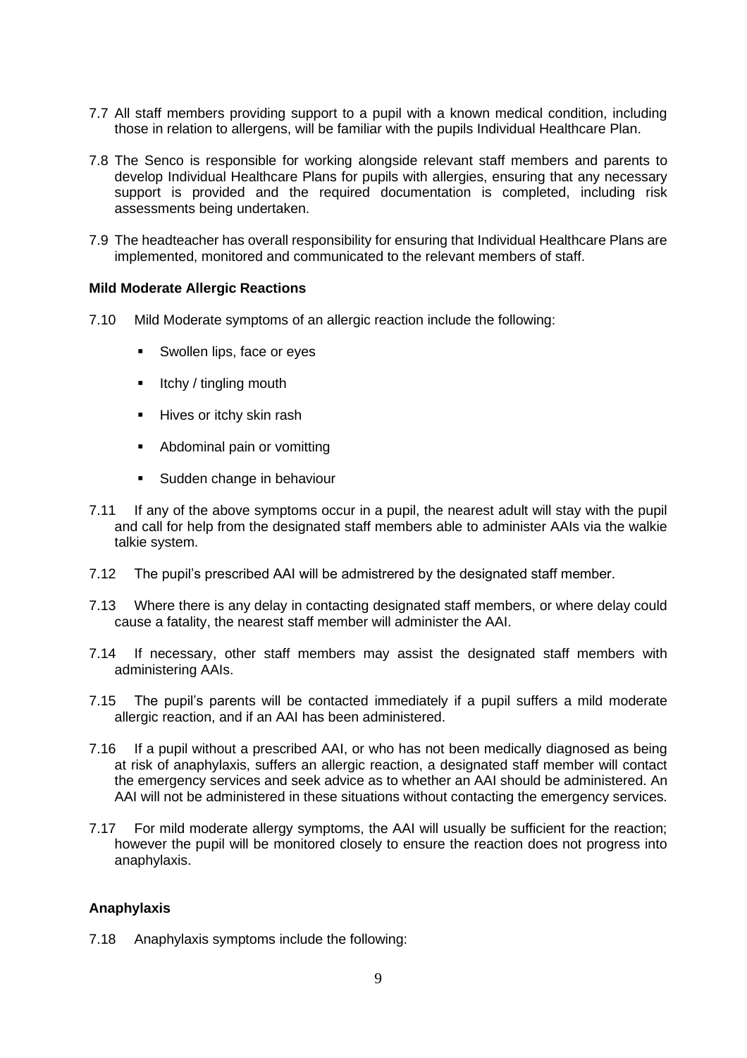7.7 All staff members providing support to a pupil with a known medical condition, including those in relation to allergens, will be familiar with the pupils Individual Healthcare Plan.

7.8 The Senco is responsible for working alongside relevant staff members and parents to develop Individual Healthcare Plans for pupils with allergies, ensuring that any necessary support is provided and the required documentation is completed, including risk assessments being undertaken.

7.9 The headteacher has overall responsibility for ensuring that Individual Healthcare Plans are implemented, monitored and communicated to the relevant members of staff.

**Mild Moderate Allergic Reactions**

7.10 Mild Moderate symptoms of an allergic reaction include the following:

- Swollen lips, face or eyes
- Itchy / tingling mouth
- Hives or itchy skin rash
- Abdominal pain or vomitting
- Sudden change in behaviour

7.11 If any of the above symptoms occur in a pupil, the nearest adult will stay with the pupil and call for help from the designated staff members able to administer AAIs via the walkie talkie system.

7.12 The pupil's prescribed AAI will be admistrered by the designated staff member.

7.13 Where there is any delay in contacting designated staff members, or where delay could cause a fatality, the nearest staff member will administer the AAI.

7.14 If necessary, other staff members may assist the designated staff members with administering AAIs.

7.15 The pupil's parents will be contacted immediately if a pupil suffers a mild moderate allergic reaction, and if an AAI has been administered.

7.16 If a pupil without a prescribed AAI, or who has not been medically diagnosed as being at risk of anaphylaxis, suffers an allergic reaction, a designated staff member will contact the emergency services and seek advice as to whether an AAI should be administered. An AAI will not be administered in these situations without contacting the emergency services.

7.17 For mild moderate allergy symptoms, the AAI will usually be sufficient for the reaction; however the pupil will be monitored closely to ensure the reaction does not progress into anaphylaxis.

**Anaphylaxis**

7.18 Anaphylaxis symptoms include the following: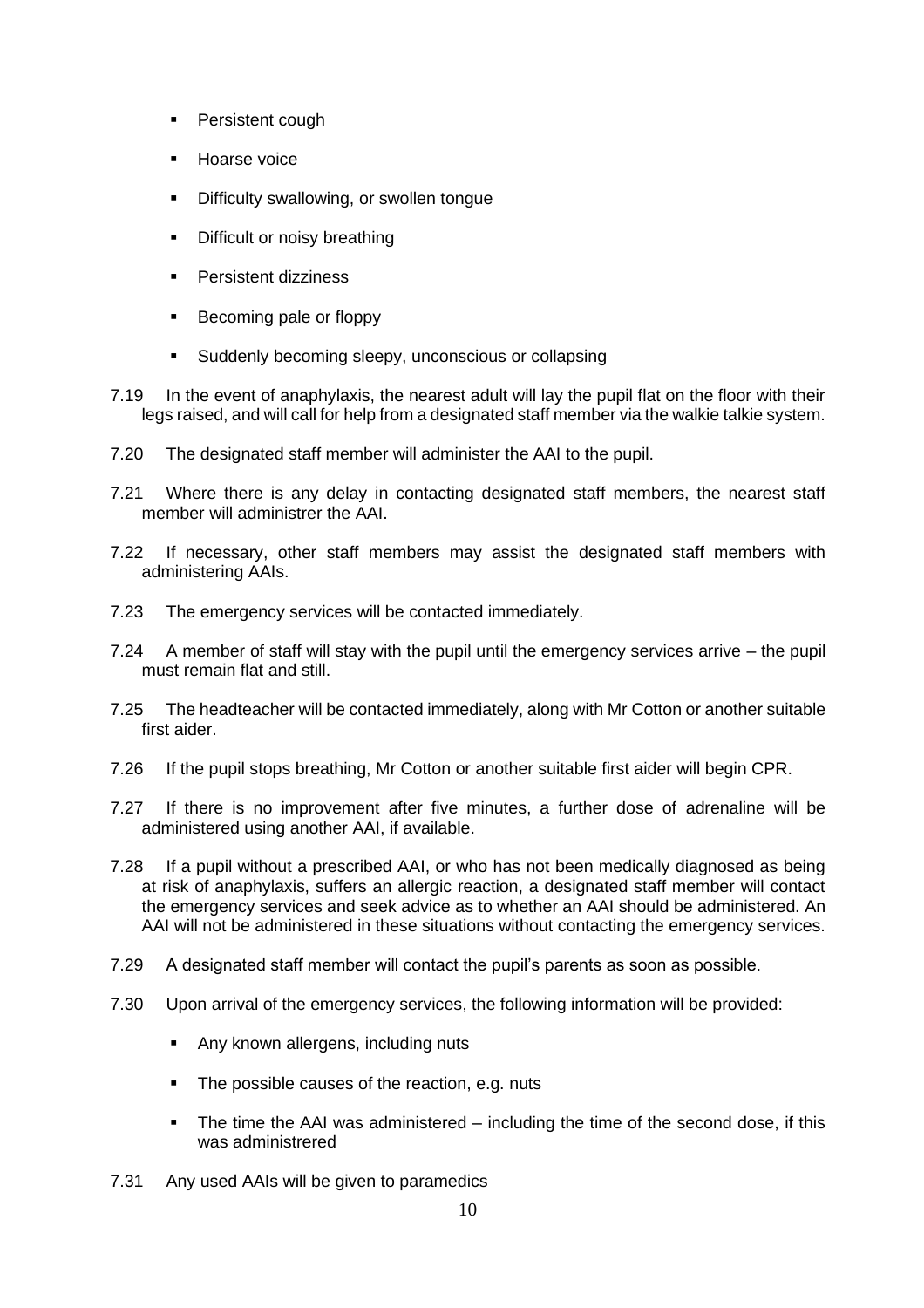- Persistent cough
- Hoarse voice
- Difficulty swallowing, or swollen tongue
- Difficult or noisy breathing
- Persistent dizziness
- Becoming pale or floppy
- Suddenly becoming sleepy, unconscious or collapsing

7.19 In the event of anaphylaxis, the nearest adult will lay the pupil flat on the floor with their legs raised, and will call for help from a designated staff member via the walkie talkie system.

7.20 The designated staff member will administer the AAI to the pupil.

7.21 Where there is any delay in contacting designated staff members, the nearest staff member will administrer the AAI.

7.22 If necessary, other staff members may assist the designated staff members with administering AAIs.

7.23 The emergency services will be contacted immediately.

7.24 A member of staff will stay with the pupil until the emergency services arrive – the pupil must remain flat and still.

7.25 The headteacher will be contacted immediately, along with Mr Cotton or another suitable first aider.

7.26 If the pupil stops breathing, Mr Cotton or another suitable first aider will begin CPR.

7.27 If there is no improvement after five minutes, a further dose of adrenaline will be administered using another AAI, if available.

7.28 If a pupil without a prescribed AAI, or who has not been medically diagnosed as being at risk of anaphylaxis, suffers an allergic reaction, a designated staff member will contact the emergency services and seek advice as to whether an AAI should be administered. An AAI will not be administered in these situations without contacting the emergency services.

7.29 A designated staff member will contact the pupil's parents as soon as possible.

7.30 Upon arrival of the emergency services, the following information will be provided:

- Any known allergens, including nuts
- The possible causes of the reaction, e.g. nuts
- The time the AAI was administered – including the time of the second dose, if this was administrered

7.31 Any used AAIs will be given to paramedics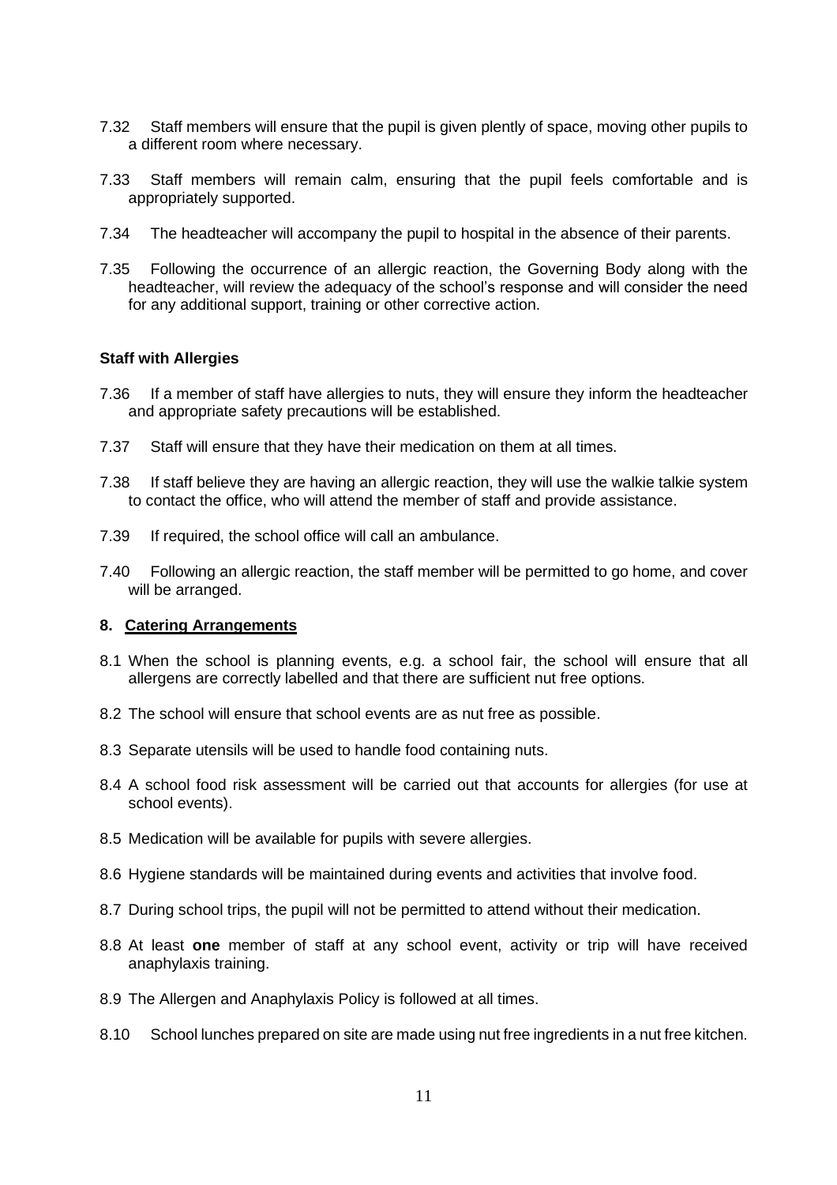7.32 Staff members will ensure that the pupil is given plently of space, moving other pupils to a different room where necessary.

7.33 Staff members will remain calm, ensuring that the pupil feels comfortable and is appropriately supported.

7.34 The headteacher will accompany the pupil to hospital in the absence of their parents.

7.35 Following the occurrence of an allergic reaction, the Governing Body along with the headteacher, will review the adequacy of the school's response and will consider the need for any additional support, training or other corrective action.

**Staff with Allergies**

7.36 If a member of staff have allergies to nuts, they will ensure they inform the headteacher and appropriate safety precautions will be established.

7.37 Staff will ensure that they have their medication on them at all times.

7.38 If staff believe they are having an allergic reaction, they will use the walkie talkie system to contact the office, who will attend the member of staff and provide assistance.

7.39 If required, the school office will call an ambulance.

7.40 Following an allergic reaction, the staff member will be permitted to go home, and cover will be arranged.

**8. <u>Catering Arrangements</u>**

8.1 When the school is planning events, e.g. a school fair, the school will ensure that all allergens are correctly labelled and that there are sufficient nut free options.

8.2 The school will ensure that school events are as nut free as possible.

8.3 Separate utensils will be used to handle food containing nuts.

8.4 A school food risk assessment will be carried out that accounts for allergies (for use at school events).

8.5 Medication will be available for pupils with severe allergies.

8.6 Hygiene standards will be maintained during events and activities that involve food.

8.7 During school trips, the pupil will not be permitted to attend without their medication.

8.8 At least **one** member of staff at any school event, activity or trip will have received anaphylaxis training.

8.9 The Allergen and Anaphylaxis Policy is followed at all times.

8.10 School lunches prepared on site are made using nut free ingredients in a nut free kitchen.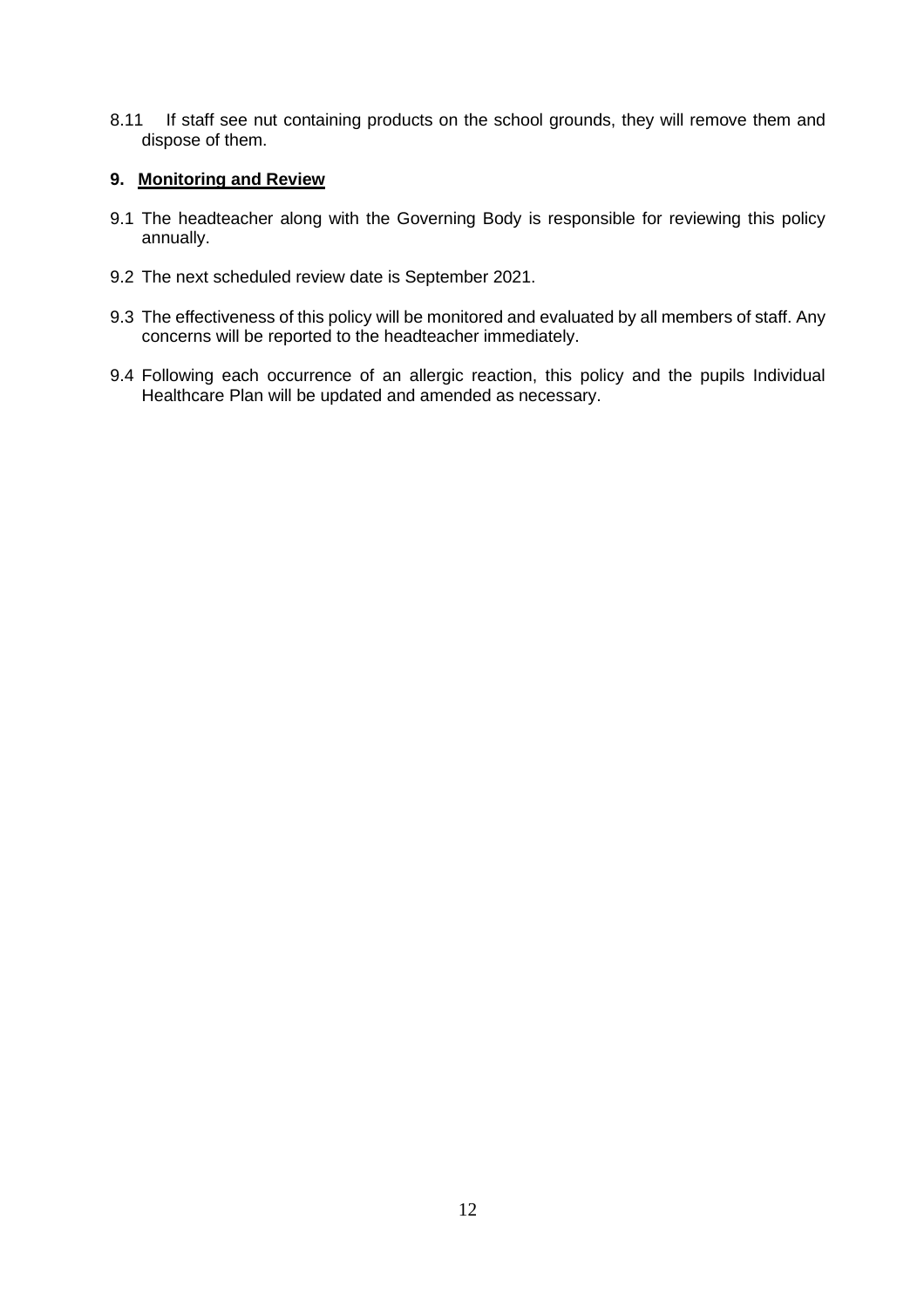8.11 If staff see nut containing products on the school grounds, they will remove them and dispose of them.

## 9. Monitoring and Review

9.1 The headteacher along with the Governing Body is responsible for reviewing this policy annually.

9.2 The next scheduled review date is September 2021.

9.3 The effectiveness of this policy will be monitored and evaluated by all members of staff. Any concerns will be reported to the headteacher immediately.

9.4 Following each occurrence of an allergic reaction, this policy and the pupils Individual Healthcare Plan will be updated and amended as necessary.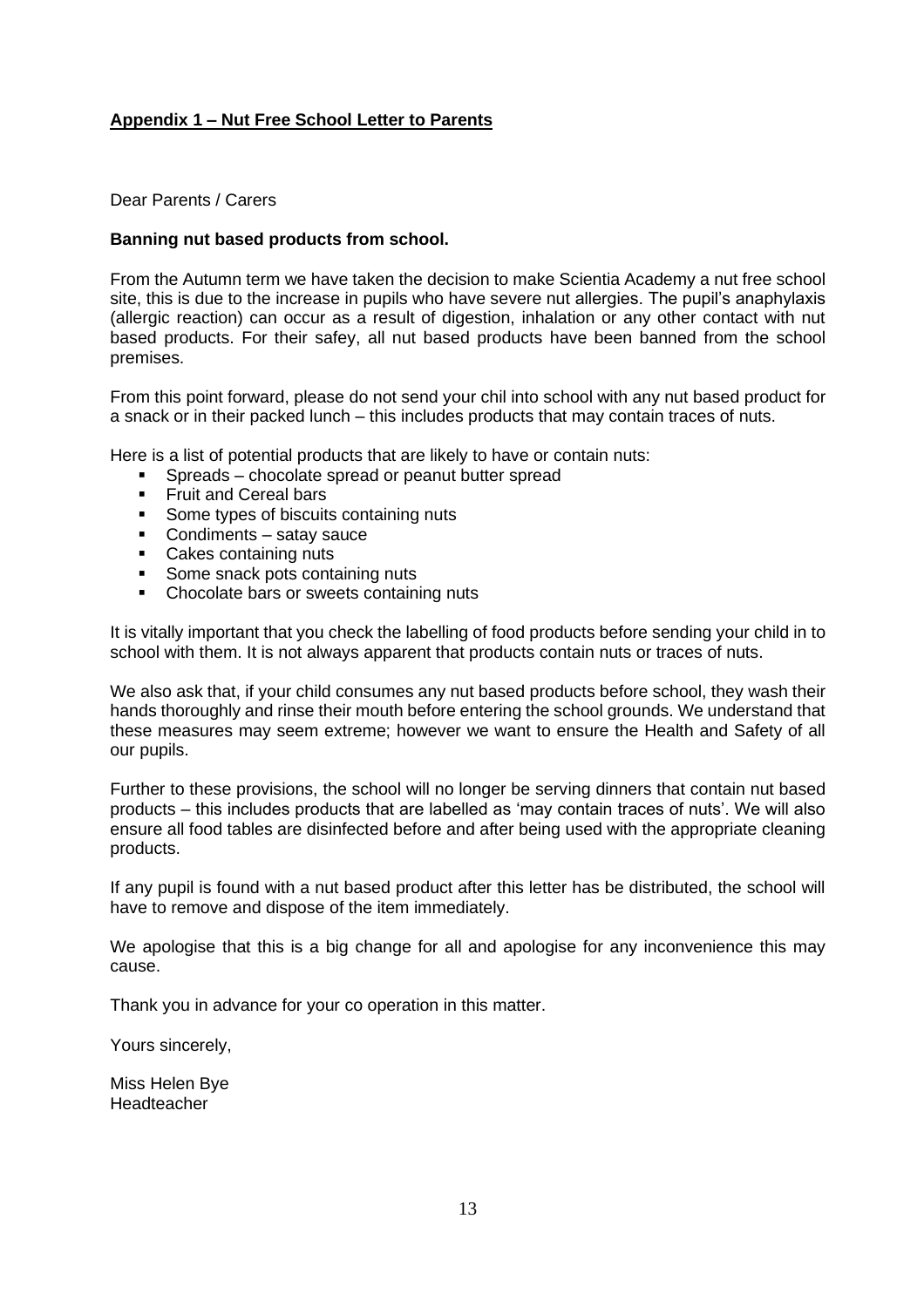**Appendix 1 – Nut Free School Letter to Parents**

Dear Parents / Carers

**Banning nut based products from school.**

From the Autumn term we have taken the decision to make Scientia Academy a nut free school site, this is due to the increase in pupils who have severe nut allergies. The pupil's anaphylaxis (allergic reaction) can occur as a result of digestion, inhalation or any other contact with nut based products. For their safey, all nut based products have been banned from the school premises.

From this point forward, please do not send your chil into school with any nut based product for a snack or in their packed lunch – this includes products that may contain traces of nuts.

Here is a list of potential products that are likely to have or contain nuts:

- Spreads – chocolate spread or peanut butter spread
- Fruit and Cereal bars
- Some types of biscuits containing nuts
- Condiments – satay sauce
- Cakes containing nuts
- Some snack pots containing nuts
- Chocolate bars or sweets containing nuts

It is vitally important that you check the labelling of food products before sending your child in to school with them. It is not always apparent that products contain nuts or traces of nuts.

We also ask that, if your child consumes any nut based products before school, they wash their hands thoroughly and rinse their mouth before entering the school grounds. We understand that these measures may seem extreme; however we want to ensure the Health and Safety of all our pupils.

Further to these provisions, the school will no longer be serving dinners that contain nut based products – this includes products that are labelled as 'may contain traces of nuts'. We will also ensure all food tables are disinfected before and after being used with the appropriate cleaning products.

If any pupil is found with a nut based product after this letter has be distributed, the school will have to remove and dispose of the item immediately.

We apologise that this is a big change for all and apologise for any inconvenience this may cause.

Thank you in advance for your co operation in this matter.

Yours sincerely,

Miss Helen Bye
Headteacher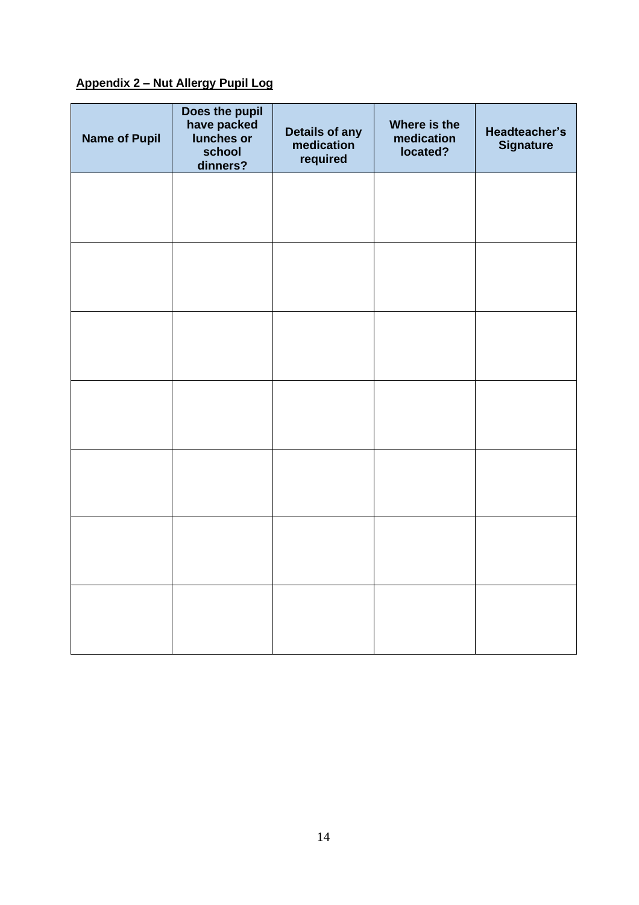**Appendix 2 – Nut Allergy Pupil Log**

| Name of Pupil | Does the pupil have packed lunches or school dinners? | Details of any medication required | Where is the medication located? | Headteacher's Signature |
|---|---|---|---|---|
| | | | | |
| | | | | |
| | | | | |
| | | | | |
| | | | | |
| | | | | |
| | | | | |